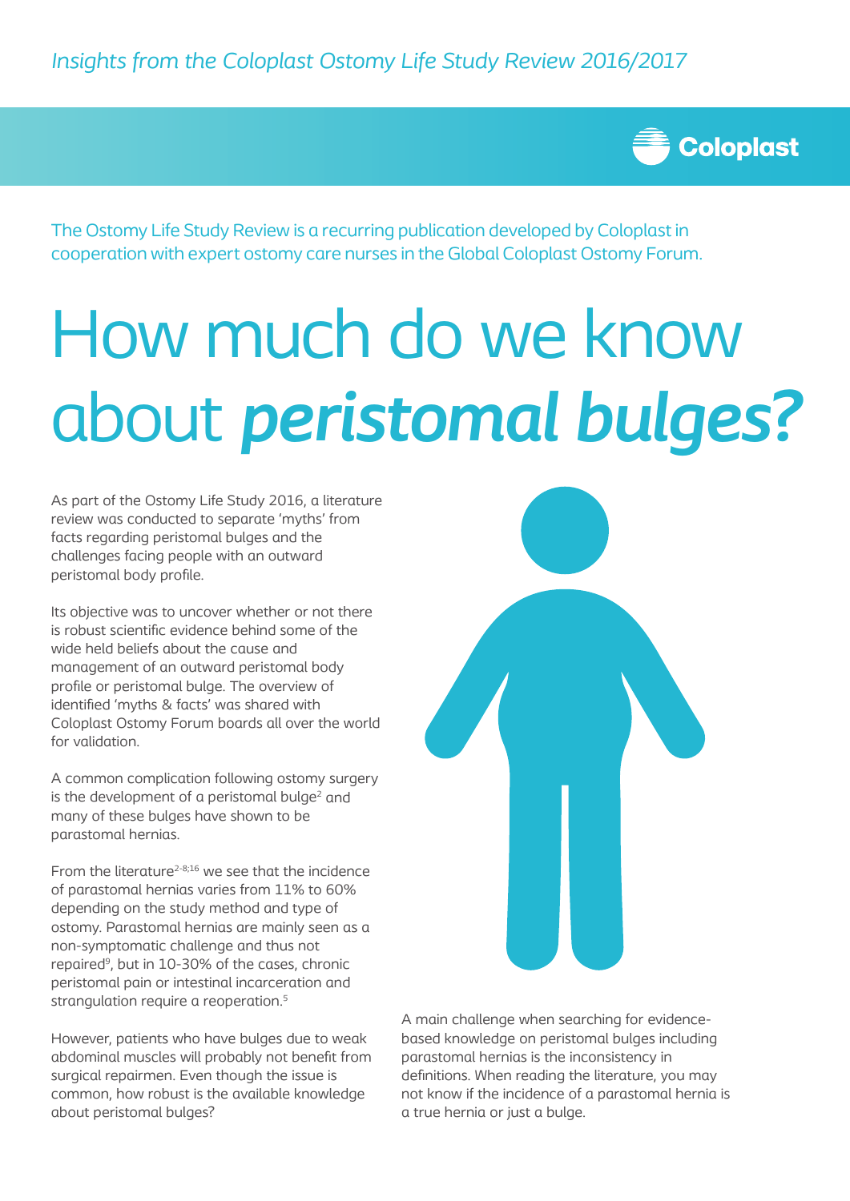*Insights from the Coloplast Ostomy Life Study Review 2016/2017*

Coloplast

The Ostomy Life Study Review is a recurring publication developed by Coloplast in cooperation with expert ostomy care nurses in the Global Coloplast Ostomy Forum.

# How much do we know about ***peristomal bulges?***

As part of the Ostomy Life Study 2016, a literature review was conducted to separate 'myths' from facts regarding peristomal bulges and the challenges facing people with an outward peristomal body profile.

Its objective was to uncover whether or not there is robust scientific evidence behind some of the wide held beliefs about the cause and management of an outward peristomal body profile or peristomal bulge. The overview of identified 'myths & facts' was shared with Coloplast Ostomy Forum boards all over the world for validation.

A common complication following ostomy surgery is the development of a peristomal bulge[2] and many of these bulges have shown to be parastomal hernias.

From the literature[2-8;16] we see that the incidence of parastomal hernias varies from 11% to 60% depending on the study method and type of ostomy. Parastomal hernias are mainly seen as a non-symptomatic challenge and thus not repaired[9], but in 10-30% of the cases, chronic peristomal pain or intestinal incarceration and strangulation require a reoperation.[5]

However, patients who have bulges due to weak abdominal muscles will probably not benefit from surgical repairmen. Even though the issue is common, how robust is the available knowledge about peristomal bulges?

A main challenge when searching for evidence-based knowledge on peristomal bulges including parastomal hernias is the inconsistency in definitions. When reading the literature, you may not know if the incidence of a parastomal hernia is a true hernia or just a bulge.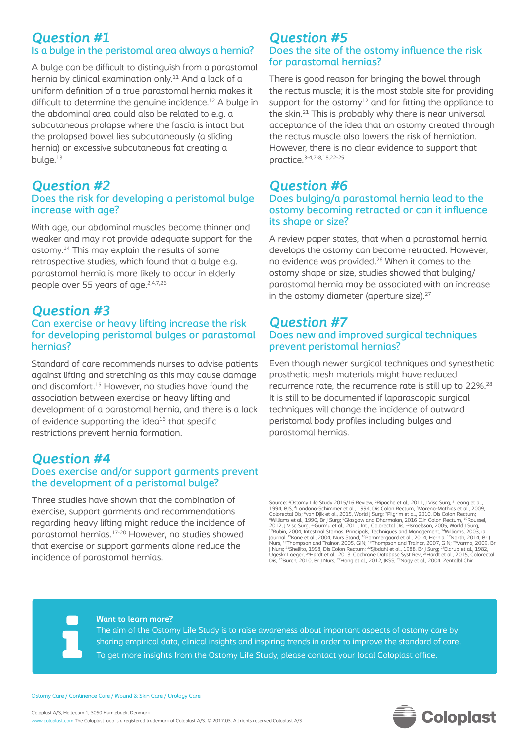## *Question #1*

### Is a bulge in the peristomal area always a hernia?

A bulge can be difficult to distinguish from a parastomal hernia by clinical examination only.[11] And a lack of a uniform definition of a true parastomal hernia makes it difficult to determine the genuine incidence.[12] A bulge in the abdominal area could also be related to e.g. a subcutaneous prolapse where the fascia is intact but the prolapsed bowel lies subcutaneously (a sliding hernia) or excessive subcutaneous fat creating a bulge.[13]

## *Question #2*

### Does the risk for developing a peristomal bulge increase with age?

With age, our abdominal muscles become thinner and weaker and may not provide adequate support for the ostomy.[14] This may explain the results of some retrospective studies, which found that a bulge e.g. parastomal hernia is more likely to occur in elderly people over 55 years of age.[2,4,7,26]

## *Question #3*

### Can exercise or heavy lifting increase the risk for developing peristomal bulges or parastomal hernias?

Standard of care recommends nurses to advise patients against lifting and stretching as this may cause damage and discomfort.[15] However, no studies have found the association between exercise or heavy lifting and development of a parastomal hernia, and there is a lack of evidence supporting the idea[16] that specific restrictions prevent hernia formation.

## *Question #4*

### Does exercise and/or support garments prevent the development of a peristomal bulge?

Three studies have shown that the combination of exercise, support garments and recommendations regarding heavy lifting might reduce the incidence of parastomal hernias.[17-20] However, no studies showed that exercise or support garments alone reduce the incidence of parastomal hernias.

## *Question #5*

### Does the site of the ostomy influence the risk for parastomal hernias?

There is good reason for bringing the bowel through the rectus muscle; it is the most stable site for providing support for the ostomy[12] and for fitting the appliance to the skin.[21] This is probably why there is near universal acceptance of the idea that an ostomy created through the rectus muscle also lowers the risk of herniation. However, there is no clear evidence to support that practice.[3-4,7-8,18,22-25]

## *Question #6*

### Does bulging/a parastomal hernia lead to the ostomy becoming retracted or can it influence its shape or size?

A review paper states, that when a parastomal hernia develops the ostomy can become retracted. However, no evidence was provided.[26] When it comes to the ostomy shape or size, studies showed that bulging/ parastomal hernia may be associated with an increase in the ostomy diameter (aperture size).[27]

## *Question #7*

### Does new and improved surgical techniques prevent peristomal hernias?

Even though newer surgical techniques and synesthetic prosthetic mesh materials might have reduced recurrence rate, the recurrence rate is still up to 22%.[28] It is still to be documented if laparoscopic surgical techniques will change the incidence of outward peristomal body profiles including bulges and parastomal hernias.

Source: [1]Ostomy Life Study 2015/16 Review; [2]Ripoche et al., 2011, J Visc Surg; [3]Leong et al., 1994, BJS; [4]Londono-Schimmer et al., 1994, Dis Colon Rectum, [5]Moreno-Mathias et al., 2009, Colorectal Dis; [6]van Djik et al., 2015, World J Surg; [7]Pilgrim et al., 2010, Dis Colon Rectum; [8]Williams et al., 1990, Br J Surg; [9]Glasgow and Dharmaian, 2016 Clin Colon Rectum, [10]Roussel, 2012, J Visc Surg; [11]Gurmu et al., 2011, Int J Colorectal Dis; [12]Israelsson, 2005, World J Surg; [13]Rubin, 2004, Intestinal Stomas: Principals, Techniques and Management, [14]Williams, 2003, ia Journal; [15]Kane et al., 2004, Nurs Stand; [16]Pommergaard et al., 2014, Hernia; [17]North, 2014, Br J Nurs, [18]Thompson and Trainor, 2005, GIN; [19]Thompson and Trainor, 2007, GIN; [20]Varma, 2009, Br J Nurs; [21]Shellito, 1998, Dis Colon Rectum; [22]Sjödahl et al., 1988, Br J Surg; [23]Eldrup et al., 1982, Ugeskr Laeger; [24]Hardt et al., 2013, Cochrane Database Syst Rev; [25]Hardt et al., 2015, Colorectal Dis, [26]Burch, 2010, Br J Nurs; [27]Hong et al., 2012, JKSS; [28]Nagy et al., 2004, Zentalbl Chir.

**Want to learn more?**

The aim of the Ostomy Life Study is to raise awareness about important aspects of ostomy care by sharing empirical data, clinical insights and inspiring trends in order to improve the standard of care. To get more insights from the Ostomy Life Study, please contact your local Coloplast office.

Ostomy Care / Continence Care / Wound & Skin Care / Urology Care

Coloplast A/S, Holtedam 1, 3050 Humlebaek, Denmark
www.coloplast.com The Coloplast logo is a registered trademark of Coloplast A/S. © 2017.03. All rights reserved Coloplast A/S

Coloplast